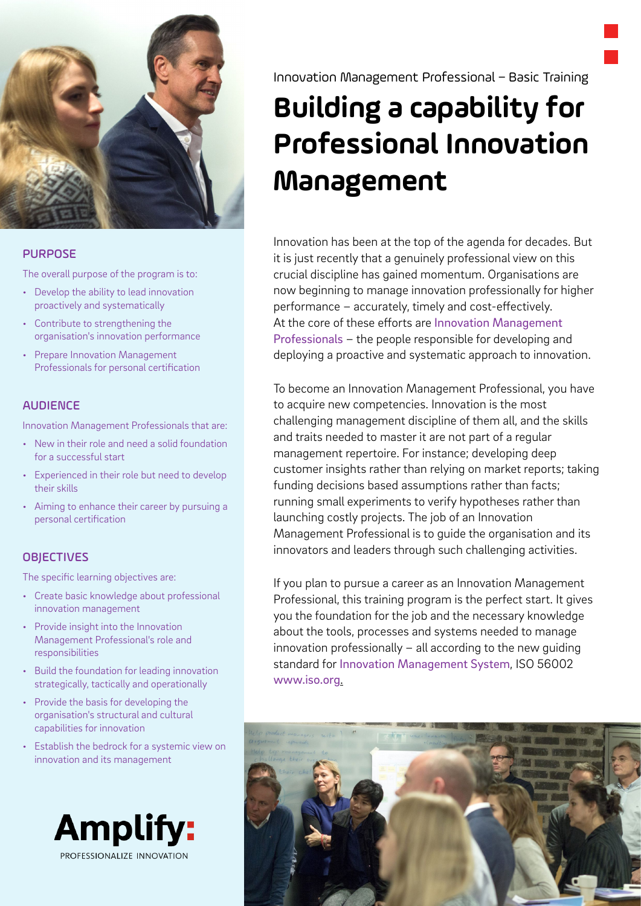Innovation Management Professional – Basic Training

# Building a capability for Professional Innovation Management

Innovation has been at the top of the agenda for decades. But it is just recently that a genuinely professional view on this crucial discipline has gained momentum. Organisations are now beginning to manage innovation professionally for higher performance – accurately, timely and cost-effectively. At the core of these efforts are Innovation Management Professionals – the people responsible for developing and deploying a proactive and systematic approach to innovation.

To become an Innovation Management Professional, you have to acquire new competencies. Innovation is the most challenging management discipline of them all, and the skills and traits needed to master it are not part of a regular management repertoire. For instance; developing deep customer insights rather than relying on market reports; taking funding decisions based assumptions rather than facts; running small experiments to verify hypotheses rather than launching costly projects. The job of an Innovation Management Professional is to guide the organisation and its innovators and leaders through such challenging activities.

If you plan to pursue a career as an Innovation Management Professional, this training program is the perfect start. It gives you the foundation for the job and the necessary knowledge about the tools, processes and systems needed to manage innovation professionally – all according to the new guiding standard for Innovation Management System, ISO 56002 www.iso.org.

## PURPOSE

The overall purpose of the program is to:

- Develop the ability to lead innovation proactively and systematically
- Contribute to strengthening the organisation's innovation performance
- Prepare Innovation Management Professionals for personal certification

## AUDIENCE

Innovation Management Professionals that are:

- New in their role and need a solid foundation for a successful start
- Experienced in their role but need to develop their skills
- Aiming to enhance their career by pursuing a personal certification

## OBJECTIVES

The specific learning objectives are:

- Create basic knowledge about professional innovation management
- Provide insight into the Innovation Management Professional's role and responsibilities
- Build the foundation for leading innovation strategically, tactically and operationally
- Provide the basis for developing the organisation's structural and cultural capabilities for innovation
- Establish the bedrock for a systemic view on innovation and its management

**Amplify:**
PROFESSIONALIZE INNOVATION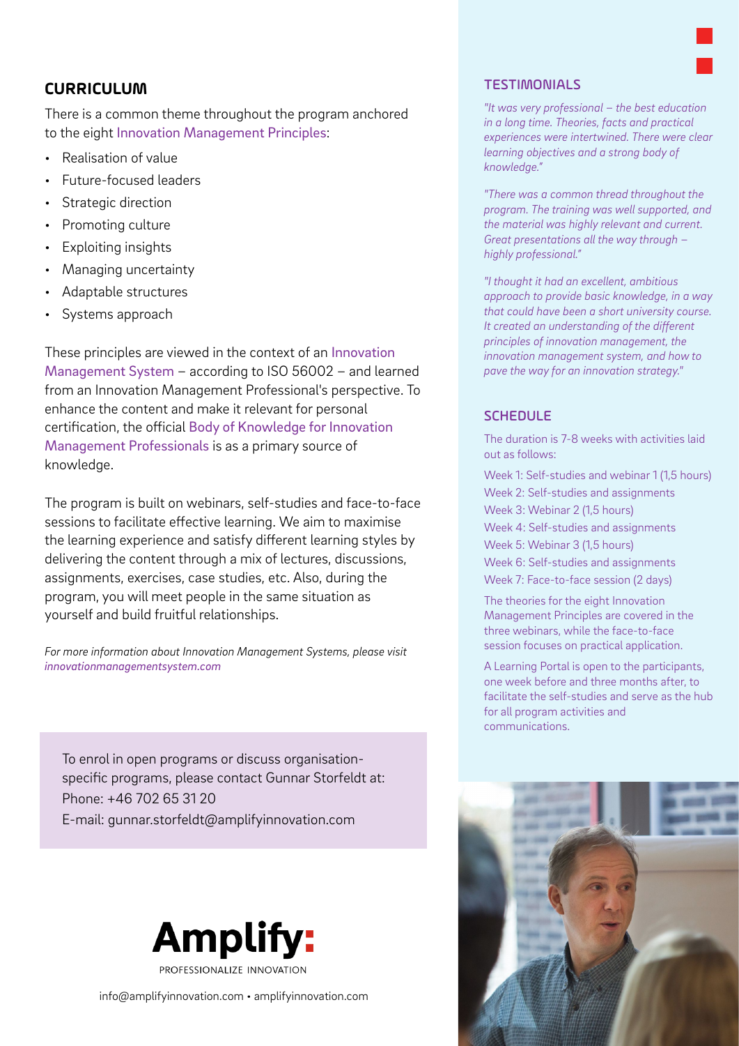## CURRICULUM

There is a common theme throughout the program anchored to the eight Innovation Management Principles:

- Realisation of value
- Future-focused leaders
- Strategic direction
- Promoting culture
- Exploiting insights
- Managing uncertainty
- Adaptable structures
- Systems approach

These principles are viewed in the context of an Innovation Management System – according to ISO 56002 – and learned from an Innovation Management Professional's perspective. To enhance the content and make it relevant for personal certification, the official Body of Knowledge for Innovation Management Professionals is as a primary source of knowledge.

The program is built on webinars, self-studies and face-to-face sessions to facilitate effective learning. We aim to maximise the learning experience and satisfy different learning styles by delivering the content through a mix of lectures, discussions, assignments, exercises, case studies, etc. Also, during the program, you will meet people in the same situation as yourself and build fruitful relationships.

*For more information about Innovation Management Systems, please visit innovationmanagementsystem.com*

To enrol in open programs or discuss organisation-specific programs, please contact Gunnar Storfeldt at:
Phone: +46 702 65 31 20
E-mail: gunnar.storfeldt@amplifyinnovation.com

**Amplify:**
PROFESSIONALIZE INNOVATION

info@amplifyinnovation.com • amplifyinnovation.com

## TESTIMONIALS

*"It was very professional – the best education in a long time. Theories, facts and practical experiences were intertwined. There were clear learning objectives and a strong body of knowledge."*

*"There was a common thread throughout the program. The training was well supported, and the material was highly relevant and current. Great presentations all the way through – highly professional."*

*"I thought it had an excellent, ambitious approach to provide basic knowledge, in a way that could have been a short university course. It created an understanding of the different principles of innovation management, the innovation management system, and how to pave the way for an innovation strategy."*

## SCHEDULE

The duration is 7-8 weeks with activities laid out as follows:

Week 1: Self-studies and webinar 1 (1,5 hours)
Week 2: Self-studies and assignments
Week 3: Webinar 2 (1,5 hours)
Week 4: Self-studies and assignments
Week 5: Webinar 3 (1,5 hours)
Week 6: Self-studies and assignments
Week 7: Face-to-face session (2 days)

The theories for the eight Innovation Management Principles are covered in the three webinars, while the face-to-face session focuses on practical application.

A Learning Portal is open to the participants, one week before and three months after, to facilitate the self-studies and serve as the hub for all program activities and communications.